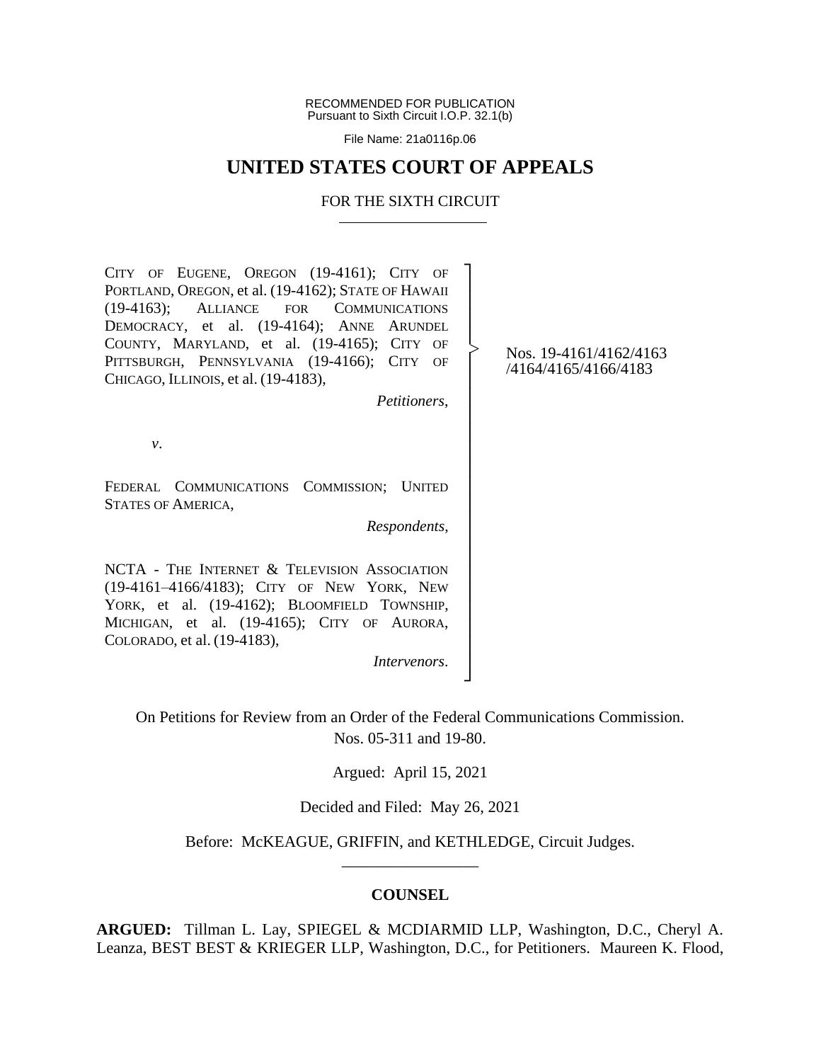RECOMMENDED FOR PUBLICATION
Pursuant to Sixth Circuit I.O.P. 32.1(b)

File Name: 21a0116p.06

# UNITED STATES COURT OF APPEALS

## FOR THE SIXTH CIRCUIT

CITY OF EUGENE, OREGON (19-4161); CITY OF PORTLAND, OREGON, et al. (19-4162); STATE OF HAWAII (19-4163); ALLIANCE FOR COMMUNICATIONS DEMOCRACY, et al. (19-4164); ANNE ARUNDEL COUNTY, MARYLAND, et al. (19-4165); CITY OF PITTSBURGH, PENNSYLVANIA (19-4166); CITY OF CHICAGO, ILLINOIS, et al. (19-4183),

*Petitioners*,

*v*.

FEDERAL COMMUNICATIONS COMMISSION; UNITED STATES OF AMERICA,

*Respondents*,

NCTA - THE INTERNET & TELEVISION ASSOCIATION (19-4161–4166/4183); CITY OF NEW YORK, NEW YORK, et al. (19-4162); BLOOMFIELD TOWNSHIP, MICHIGAN, et al. (19-4165); CITY OF AURORA, COLORADO, et al. (19-4183),

*Intervenors*.

Nos. 19-4161/4162/4163 /4164/4165/4166/4183

On Petitions for Review from an Order of the Federal Communications Commission.
Nos. 05-311 and 19-80.

Argued: April 15, 2021

Decided and Filed: May 26, 2021

Before: McKEAGUE, GRIFFIN, and KETHLEDGE, Circuit Judges.

---

**COUNSEL**

**ARGUED:** Tillman L. Lay, SPIEGEL & MCDIARMID LLP, Washington, D.C., Cheryl A. Leanza, BEST BEST & KRIEGER LLP, Washington, D.C., for Petitioners. Maureen K. Flood,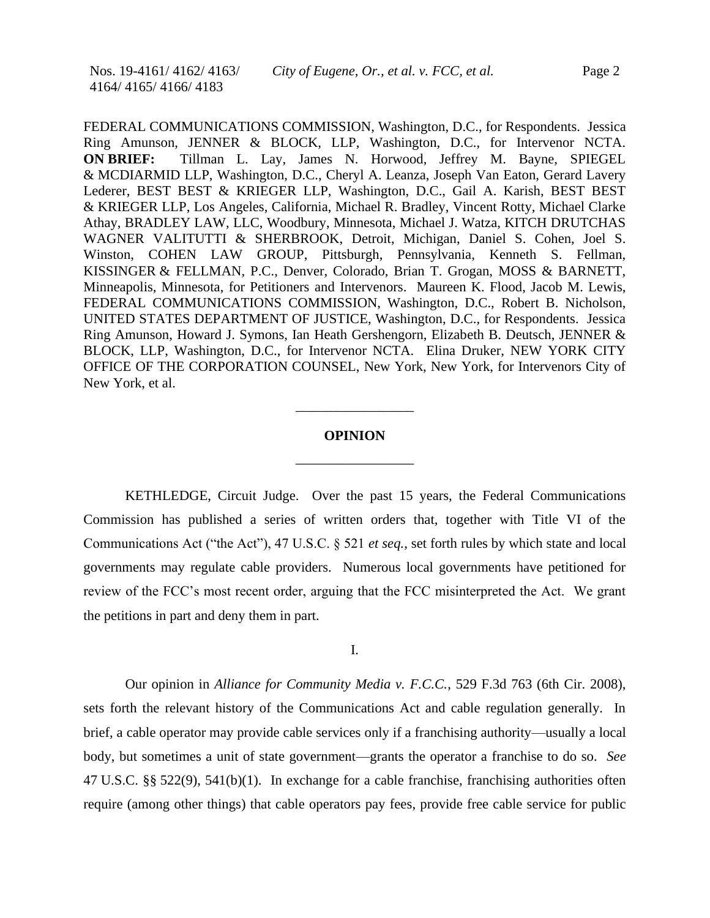FEDERAL COMMUNICATIONS COMMISSION, Washington, D.C., for Respondents. Jessica Ring Amunson, JENNER & BLOCK, LLP, Washington, D.C., for Intervenor NCTA. **ON BRIEF:** Tillman L. Lay, James N. Horwood, Jeffrey M. Bayne, SPIEGEL & MCDIARMID LLP, Washington, D.C., Cheryl A. Leanza, Joseph Van Eaton, Gerard Lavery Lederer, BEST BEST & KRIEGER LLP, Washington, D.C., Gail A. Karish, BEST BEST & KRIEGER LLP, Los Angeles, California, Michael R. Bradley, Vincent Rotty, Michael Clarke Athay, BRADLEY LAW, LLC, Woodbury, Minnesota, Michael J. Watza, KITCH DRUTCHAS WAGNER VALITUTTI & SHERBROOK, Detroit, Michigan, Daniel S. Cohen, Joel S. Winston, COHEN LAW GROUP, Pittsburgh, Pennsylvania, Kenneth S. Fellman, KISSINGER & FELLMAN, P.C., Denver, Colorado, Brian T. Grogan, MOSS & BARNETT, Minneapolis, Minnesota, for Petitioners and Intervenors. Maureen K. Flood, Jacob M. Lewis, FEDERAL COMMUNICATIONS COMMISSION, Washington, D.C., Robert B. Nicholson, UNITED STATES DEPARTMENT OF JUSTICE, Washington, D.C., for Respondents. Jessica Ring Amunson, Howard J. Symons, Ian Heath Gershengorn, Elizabeth B. Deutsch, JENNER & BLOCK, LLP, Washington, D.C., for Intervenor NCTA. Elina Druker, NEW YORK CITY OFFICE OF THE CORPORATION COUNSEL, New York, New York, for Intervenors City of New York, et al.

---

## OPINION

---

KETHLEDGE, Circuit Judge. Over the past 15 years, the Federal Communications Commission has published a series of written orders that, together with Title VI of the Communications Act ("the Act"), 47 U.S.C. § 521 *et seq.*, set forth rules by which state and local governments may regulate cable providers. Numerous local governments have petitioned for review of the FCC's most recent order, arguing that the FCC misinterpreted the Act. We grant the petitions in part and deny them in part.

I.

Our opinion in *Alliance for Community Media v. F.C.C.*, 529 F.3d 763 (6th Cir. 2008), sets forth the relevant history of the Communications Act and cable regulation generally. In brief, a cable operator may provide cable services only if a franchising authority—usually a local body, but sometimes a unit of state government—grants the operator a franchise to do so. *See* 47 U.S.C. §§ 522(9), 541(b)(1). In exchange for a cable franchise, franchising authorities often require (among other things) that cable operators pay fees, provide free cable service for public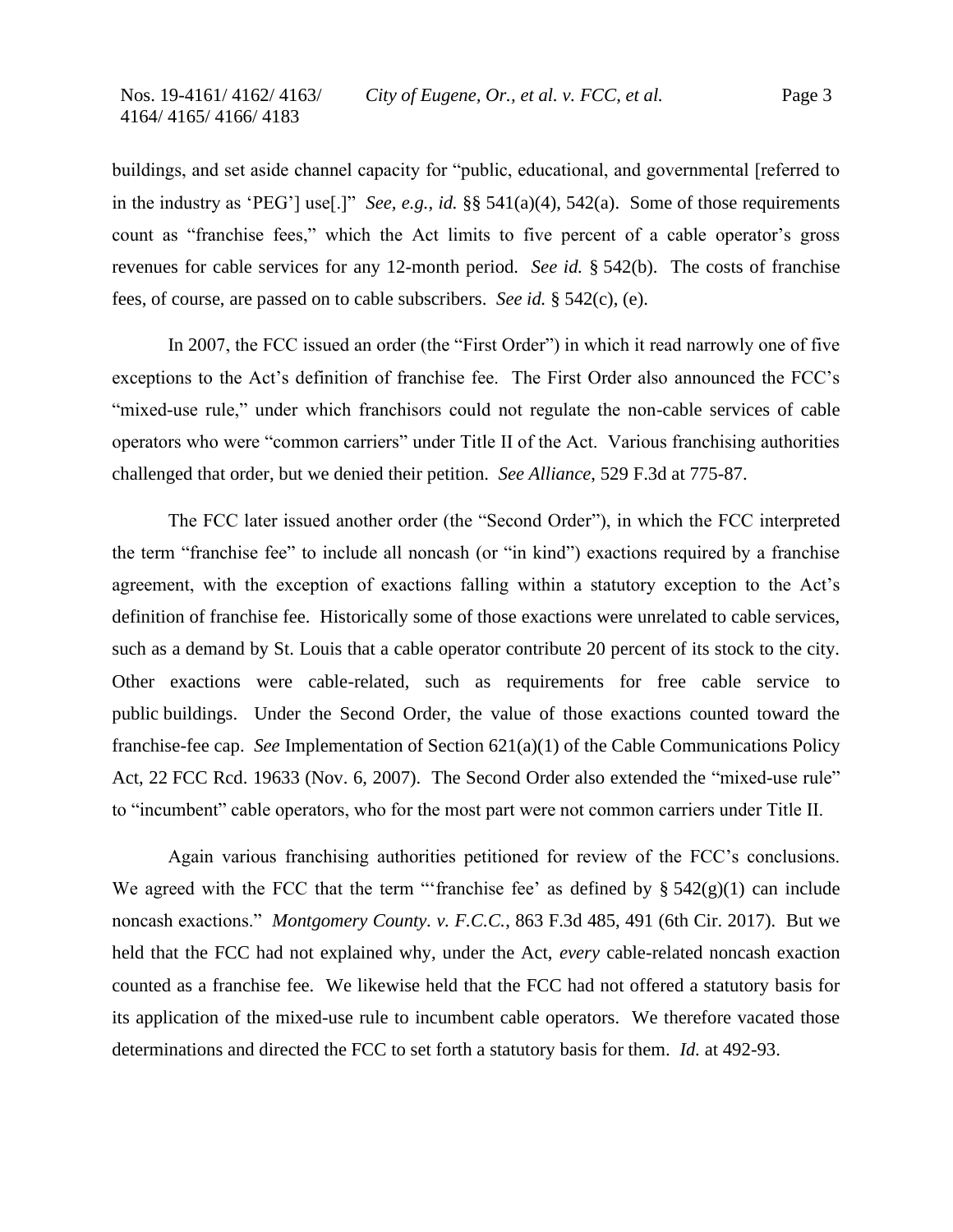buildings, and set aside channel capacity for "public, educational, and governmental [referred to in the industry as 'PEG'] use[.]" *See, e.g.*, *id.* §§ 541(a)(4), 542(a). Some of those requirements count as "franchise fees," which the Act limits to five percent of a cable operator's gross revenues for cable services for any 12-month period. *See id.* § 542(b). The costs of franchise fees, of course, are passed on to cable subscribers. *See id.* § 542(c), (e).

In 2007, the FCC issued an order (the "First Order") in which it read narrowly one of five exceptions to the Act's definition of franchise fee. The First Order also announced the FCC's "mixed-use rule," under which franchisors could not regulate the non-cable services of cable operators who were "common carriers" under Title II of the Act. Various franchising authorities challenged that order, but we denied their petition. *See Alliance*, 529 F.3d at 775-87.

The FCC later issued another order (the "Second Order"), in which the FCC interpreted the term "franchise fee" to include all noncash (or "in kind") exactions required by a franchise agreement, with the exception of exactions falling within a statutory exception to the Act's definition of franchise fee. Historically some of those exactions were unrelated to cable services, such as a demand by St. Louis that a cable operator contribute 20 percent of its stock to the city. Other exactions were cable-related, such as requirements for free cable service to public buildings. Under the Second Order, the value of those exactions counted toward the franchise-fee cap. *See* Implementation of Section 621(a)(1) of the Cable Communications Policy Act, 22 FCC Rcd. 19633 (Nov. 6, 2007). The Second Order also extended the "mixed-use rule" to "incumbent" cable operators, who for the most part were not common carriers under Title II.

Again various franchising authorities petitioned for review of the FCC's conclusions. We agreed with the FCC that the term "'franchise fee' as defined by § 542(g)(1) can include noncash exactions." *Montgomery County. v. F.C.C.*, 863 F.3d 485, 491 (6th Cir. 2017). But we held that the FCC had not explained why, under the Act, *every* cable-related noncash exaction counted as a franchise fee. We likewise held that the FCC had not offered a statutory basis for its application of the mixed-use rule to incumbent cable operators. We therefore vacated those determinations and directed the FCC to set forth a statutory basis for them. *Id.* at 492-93.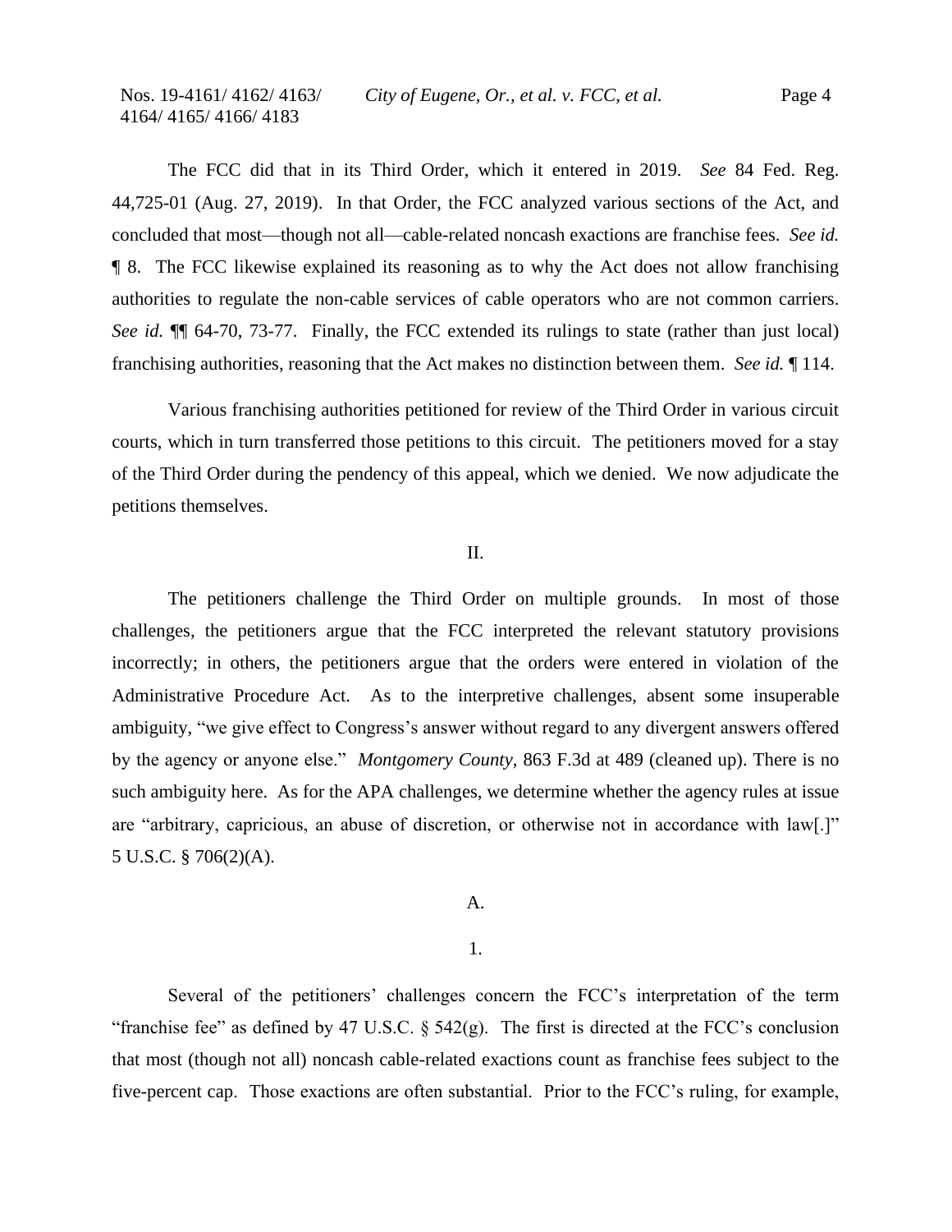The FCC did that in its Third Order, which it entered in 2019. *See* 84 Fed. Reg. 44,725-01 (Aug. 27, 2019). In that Order, the FCC analyzed various sections of the Act, and concluded that most—though not all—cable-related noncash exactions are franchise fees. *See id.* ¶ 8. The FCC likewise explained its reasoning as to why the Act does not allow franchising authorities to regulate the non-cable services of cable operators who are not common carriers. *See id.* ¶¶ 64-70, 73-77. Finally, the FCC extended its rulings to state (rather than just local) franchising authorities, reasoning that the Act makes no distinction between them. *See id.* ¶ 114.

Various franchising authorities petitioned for review of the Third Order in various circuit courts, which in turn transferred those petitions to this circuit. The petitioners moved for a stay of the Third Order during the pendency of this appeal, which we denied. We now adjudicate the petitions themselves.

## II.

The petitioners challenge the Third Order on multiple grounds. In most of those challenges, the petitioners argue that the FCC interpreted the relevant statutory provisions incorrectly; in others, the petitioners argue that the orders were entered in violation of the Administrative Procedure Act. As to the interpretive challenges, absent some insuperable ambiguity, "we give effect to Congress's answer without regard to any divergent answers offered by the agency or anyone else." *Montgomery County*, 863 F.3d at 489 (cleaned up). There is no such ambiguity here. As for the APA challenges, we determine whether the agency rules at issue are "arbitrary, capricious, an abuse of discretion, or otherwise not in accordance with law[.]" 5 U.S.C. § 706(2)(A).

### A.

#### 1.

Several of the petitioners' challenges concern the FCC's interpretation of the term "franchise fee" as defined by 47 U.S.C. § 542(g). The first is directed at the FCC's conclusion that most (though not all) noncash cable-related exactions count as franchise fees subject to the five-percent cap. Those exactions are often substantial. Prior to the FCC's ruling, for example,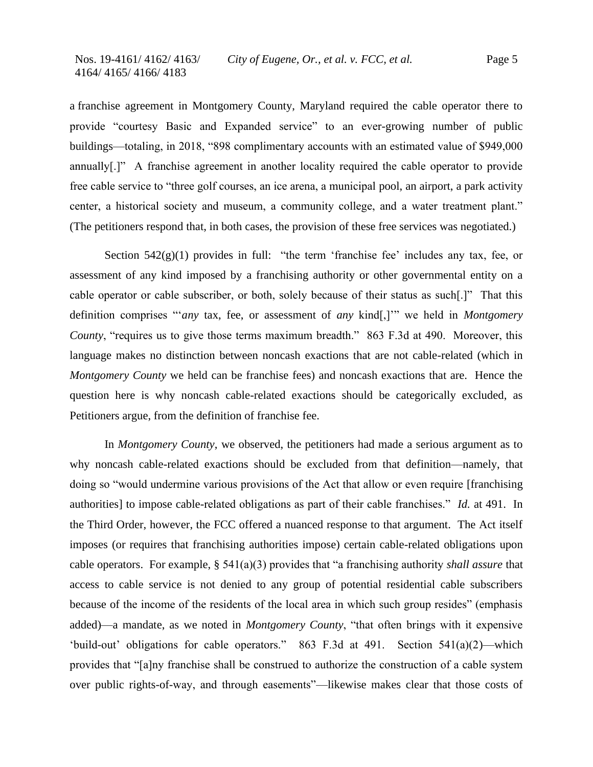a franchise agreement in Montgomery County, Maryland required the cable operator there to provide "courtesy Basic and Expanded service" to an ever-growing number of public buildings—totaling, in 2018, "898 complimentary accounts with an estimated value of $949,000 annually[.]" A franchise agreement in another locality required the cable operator to provide free cable service to "three golf courses, an ice arena, a municipal pool, an airport, a park activity center, a historical society and museum, a community college, and a water treatment plant." (The petitioners respond that, in both cases, the provision of these free services was negotiated.)

Section 542(g)(1) provides in full: "the term 'franchise fee' includes any tax, fee, or assessment of any kind imposed by a franchising authority or other governmental entity on a cable operator or cable subscriber, or both, solely because of their status as such[.]" That this definition comprises "'*any* tax, fee, or assessment of *any* kind[,]'" we held in *Montgomery County*, "requires us to give those terms maximum breadth." 863 F.3d at 490. Moreover, this language makes no distinction between noncash exactions that are not cable-related (which in *Montgomery County* we held can be franchise fees) and noncash exactions that are. Hence the question here is why noncash cable-related exactions should be categorically excluded, as Petitioners argue, from the definition of franchise fee.

In *Montgomery County*, we observed, the petitioners had made a serious argument as to why noncash cable-related exactions should be excluded from that definition—namely, that doing so "would undermine various provisions of the Act that allow or even require [franchising authorities] to impose cable-related obligations as part of their cable franchises." *Id.* at 491. In the Third Order, however, the FCC offered a nuanced response to that argument. The Act itself imposes (or requires that franchising authorities impose) certain cable-related obligations upon cable operators. For example, § 541(a)(3) provides that "a franchising authority *shall assure* that access to cable service is not denied to any group of potential residential cable subscribers because of the income of the residents of the local area in which such group resides" (emphasis added)—a mandate, as we noted in *Montgomery County*, "that often brings with it expensive 'build-out' obligations for cable operators." 863 F.3d at 491. Section 541(a)(2)—which provides that "[a]ny franchise shall be construed to authorize the construction of a cable system over public rights-of-way, and through easements"—likewise makes clear that those costs of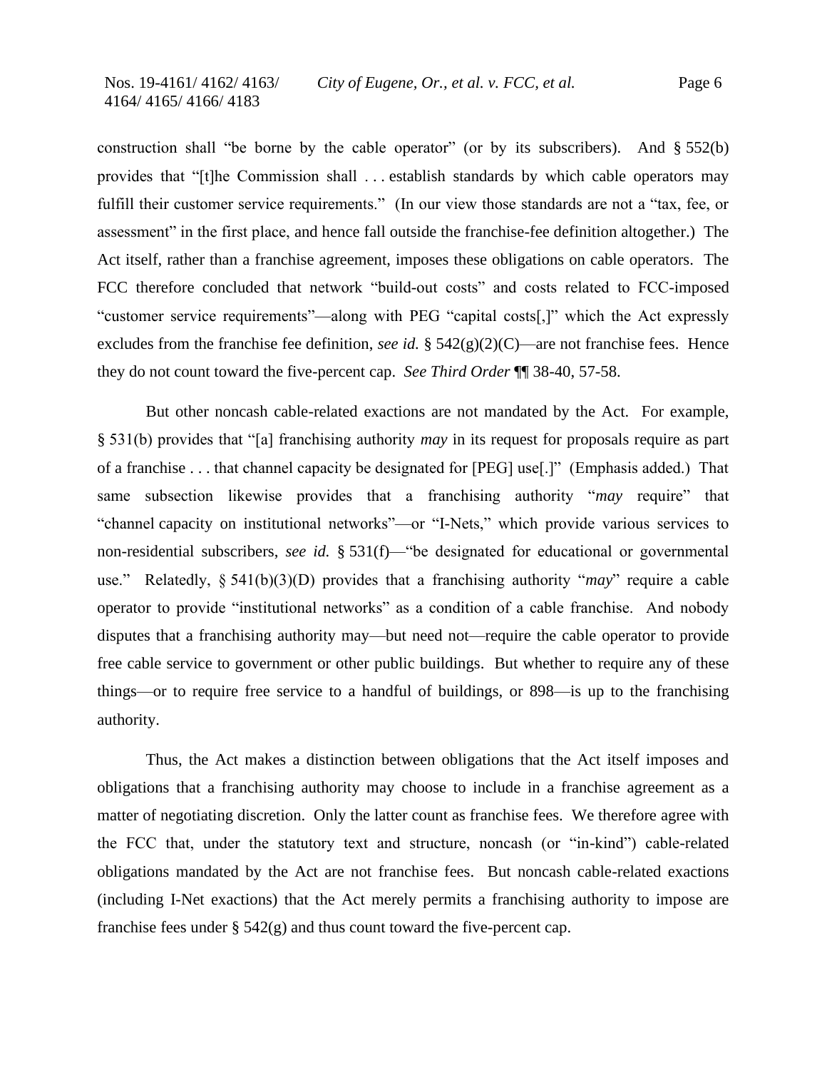construction shall "be borne by the cable operator" (or by its subscribers). And § 552(b) provides that "[t]he Commission shall . . . establish standards by which cable operators may fulfill their customer service requirements." (In our view those standards are not a "tax, fee, or assessment" in the first place, and hence fall outside the franchise-fee definition altogether.) The Act itself, rather than a franchise agreement, imposes these obligations on cable operators. The FCC therefore concluded that network "build-out costs" and costs related to FCC-imposed "customer service requirements"—along with PEG "capital costs[,]" which the Act expressly excludes from the franchise fee definition, *see id.* § 542(g)(2)(C)—are not franchise fees. Hence they do not count toward the five-percent cap. *See Third Order* ¶¶ 38-40, 57-58.

But other noncash cable-related exactions are not mandated by the Act. For example, § 531(b) provides that "[a] franchising authority *may* in its request for proposals require as part of a franchise . . . that channel capacity be designated for [PEG] use[.]" (Emphasis added.) That same subsection likewise provides that a franchising authority "*may* require" that "channel capacity on institutional networks"—or "I-Nets," which provide various services to non-residential subscribers, *see id.* § 531(f)—"be designated for educational or governmental use." Relatedly, § 541(b)(3)(D) provides that a franchising authority "*may*" require a cable operator to provide "institutional networks" as a condition of a cable franchise. And nobody disputes that a franchising authority may—but need not—require the cable operator to provide free cable service to government or other public buildings. But whether to require any of these things—or to require free service to a handful of buildings, or 898—is up to the franchising authority.

Thus, the Act makes a distinction between obligations that the Act itself imposes and obligations that a franchising authority may choose to include in a franchise agreement as a matter of negotiating discretion. Only the latter count as franchise fees. We therefore agree with the FCC that, under the statutory text and structure, noncash (or "in-kind") cable-related obligations mandated by the Act are not franchise fees. But noncash cable-related exactions (including I-Net exactions) that the Act merely permits a franchising authority to impose are franchise fees under § 542(g) and thus count toward the five-percent cap.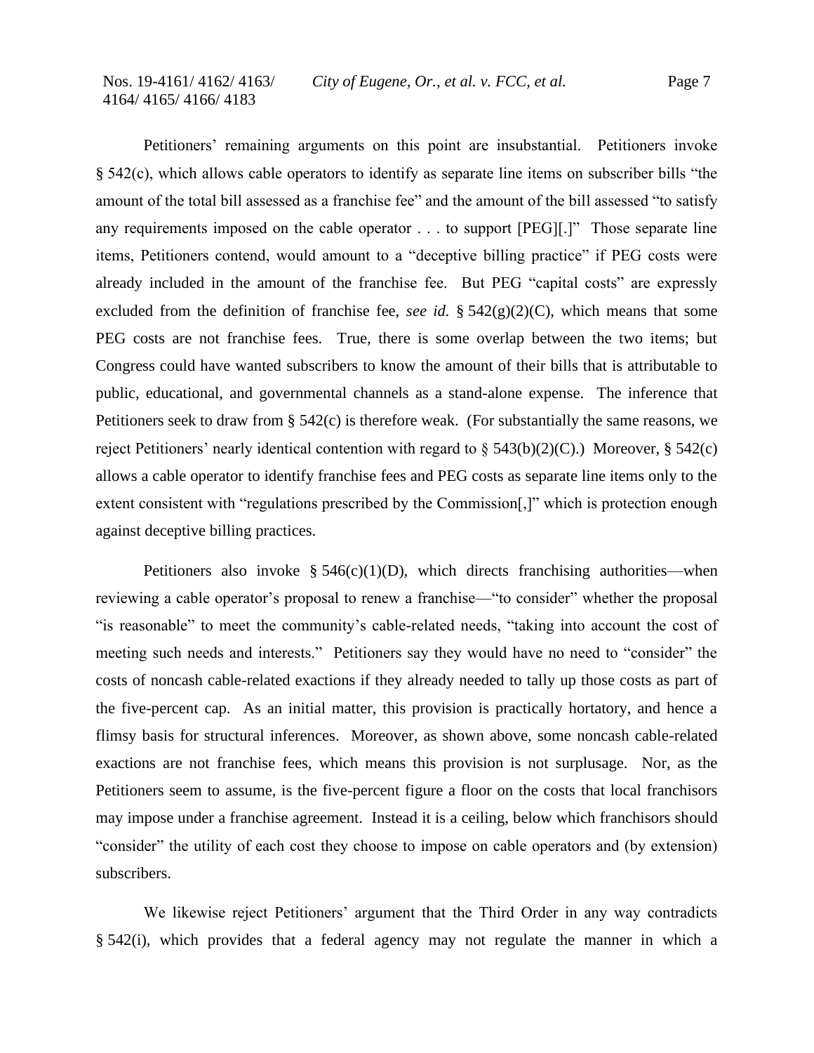Petitioners' remaining arguments on this point are insubstantial. Petitioners invoke § 542(c), which allows cable operators to identify as separate line items on subscriber bills "the amount of the total bill assessed as a franchise fee" and the amount of the bill assessed "to satisfy any requirements imposed on the cable operator . . . to support [PEG][.]" Those separate line items, Petitioners contend, would amount to a "deceptive billing practice" if PEG costs were already included in the amount of the franchise fee. But PEG "capital costs" are expressly excluded from the definition of franchise fee, *see id.* § 542(g)(2)(C), which means that some PEG costs are not franchise fees. True, there is some overlap between the two items; but Congress could have wanted subscribers to know the amount of their bills that is attributable to public, educational, and governmental channels as a stand-alone expense. The inference that Petitioners seek to draw from § 542(c) is therefore weak. (For substantially the same reasons, we reject Petitioners' nearly identical contention with regard to § 543(b)(2)(C).) Moreover, § 542(c) allows a cable operator to identify franchise fees and PEG costs as separate line items only to the extent consistent with "regulations prescribed by the Commission[,]" which is protection enough against deceptive billing practices.

Petitioners also invoke § 546(c)(1)(D), which directs franchising authorities—when reviewing a cable operator's proposal to renew a franchise—"to consider" whether the proposal "is reasonable" to meet the community's cable-related needs, "taking into account the cost of meeting such needs and interests." Petitioners say they would have no need to "consider" the costs of noncash cable-related exactions if they already needed to tally up those costs as part of the five-percent cap. As an initial matter, this provision is practically hortatory, and hence a flimsy basis for structural inferences. Moreover, as shown above, some noncash cable-related exactions are not franchise fees, which means this provision is not surplusage. Nor, as the Petitioners seem to assume, is the five-percent figure a floor on the costs that local franchisors may impose under a franchise agreement. Instead it is a ceiling, below which franchisors should "consider" the utility of each cost they choose to impose on cable operators and (by extension) subscribers.

We likewise reject Petitioners' argument that the Third Order in any way contradicts § 542(i), which provides that a federal agency may not regulate the manner in which a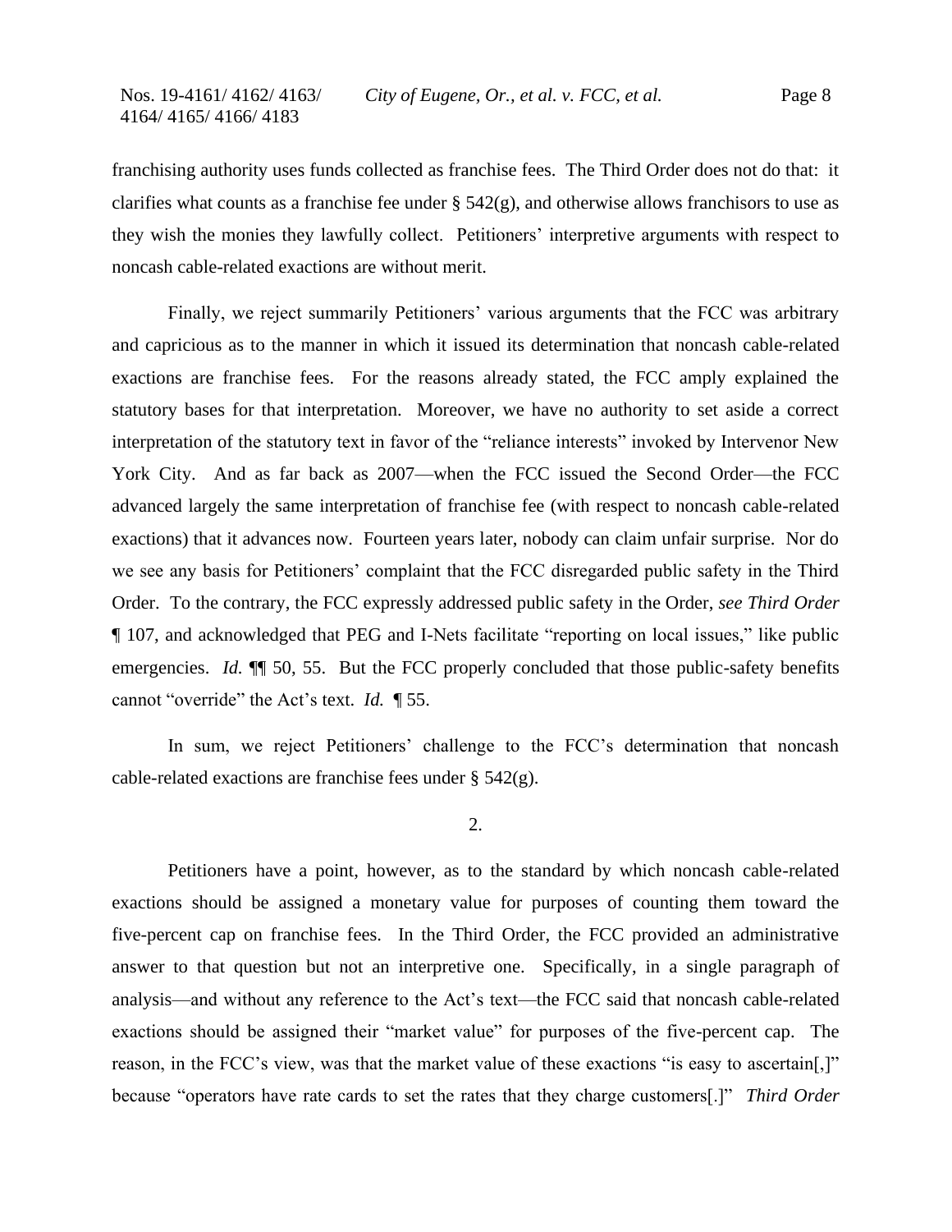franchising authority uses funds collected as franchise fees. The Third Order does not do that: it clarifies what counts as a franchise fee under § 542(g), and otherwise allows franchisors to use as they wish the monies they lawfully collect. Petitioners' interpretive arguments with respect to noncash cable-related exactions are without merit.

Finally, we reject summarily Petitioners' various arguments that the FCC was arbitrary and capricious as to the manner in which it issued its determination that noncash cable-related exactions are franchise fees. For the reasons already stated, the FCC amply explained the statutory bases for that interpretation. Moreover, we have no authority to set aside a correct interpretation of the statutory text in favor of the "reliance interests" invoked by Intervenor New York City. And as far back as 2007—when the FCC issued the Second Order—the FCC advanced largely the same interpretation of franchise fee (with respect to noncash cable-related exactions) that it advances now. Fourteen years later, nobody can claim unfair surprise. Nor do we see any basis for Petitioners' complaint that the FCC disregarded public safety in the Third Order. To the contrary, the FCC expressly addressed public safety in the Order, *see Third Order* ¶ 107, and acknowledged that PEG and I-Nets facilitate "reporting on local issues," like public emergencies. *Id.* ¶¶ 50, 55. But the FCC properly concluded that those public-safety benefits cannot "override" the Act's text. *Id.* ¶ 55.

In sum, we reject Petitioners' challenge to the FCC's determination that noncash cable-related exactions are franchise fees under § 542(g).

2.

Petitioners have a point, however, as to the standard by which noncash cable-related exactions should be assigned a monetary value for purposes of counting them toward the five-percent cap on franchise fees. In the Third Order, the FCC provided an administrative answer to that question but not an interpretive one. Specifically, in a single paragraph of analysis—and without any reference to the Act's text—the FCC said that noncash cable-related exactions should be assigned their "market value" for purposes of the five-percent cap. The reason, in the FCC's view, was that the market value of these exactions "is easy to ascertain[,]" because "operators have rate cards to set the rates that they charge customers[.]" *Third Order*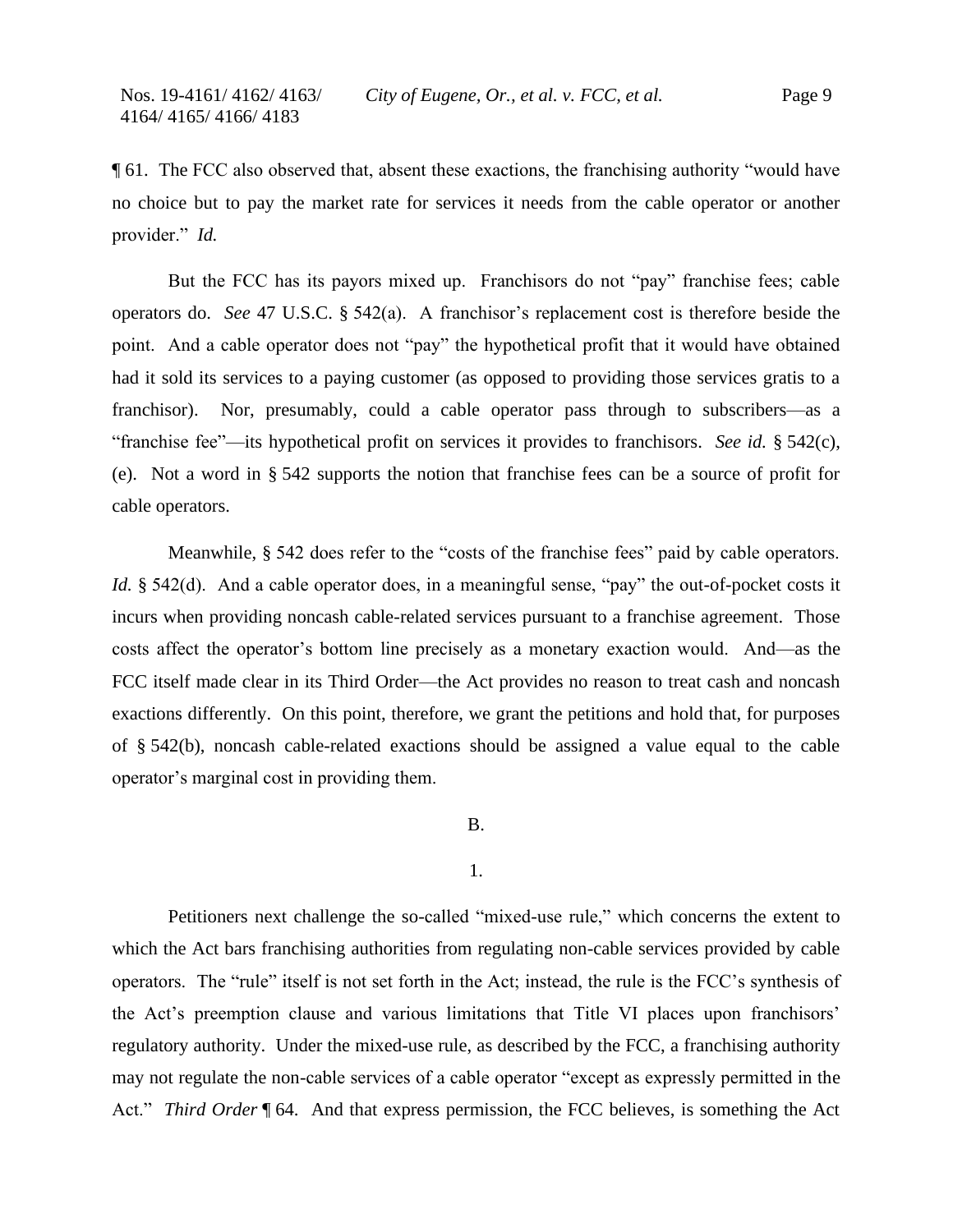¶ 61. The FCC also observed that, absent these exactions, the franchising authority "would have no choice but to pay the market rate for services it needs from the cable operator or another provider." *Id.*

But the FCC has its payors mixed up. Franchisors do not "pay" franchise fees; cable operators do. *See* 47 U.S.C. § 542(a). A franchisor's replacement cost is therefore beside the point. And a cable operator does not "pay" the hypothetical profit that it would have obtained had it sold its services to a paying customer (as opposed to providing those services gratis to a franchisor). Nor, presumably, could a cable operator pass through to subscribers—as a "franchise fee"—its hypothetical profit on services it provides to franchisors. *See id.* § 542(c), (e). Not a word in § 542 supports the notion that franchise fees can be a source of profit for cable operators.

Meanwhile, § 542 does refer to the "costs of the franchise fees" paid by cable operators. *Id.* § 542(d). And a cable operator does, in a meaningful sense, "pay" the out-of-pocket costs it incurs when providing noncash cable-related services pursuant to a franchise agreement. Those costs affect the operator's bottom line precisely as a monetary exaction would. And—as the FCC itself made clear in its Third Order—the Act provides no reason to treat cash and noncash exactions differently. On this point, therefore, we grant the petitions and hold that, for purposes of § 542(b), noncash cable-related exactions should be assigned a value equal to the cable operator's marginal cost in providing them.

B.

1.

Petitioners next challenge the so-called "mixed-use rule," which concerns the extent to which the Act bars franchising authorities from regulating non-cable services provided by cable operators. The "rule" itself is not set forth in the Act; instead, the rule is the FCC's synthesis of the Act's preemption clause and various limitations that Title VI places upon franchisors' regulatory authority. Under the mixed-use rule, as described by the FCC, a franchising authority may not regulate the non-cable services of a cable operator "except as expressly permitted in the Act." *Third Order* ¶ 64. And that express permission, the FCC believes, is something the Act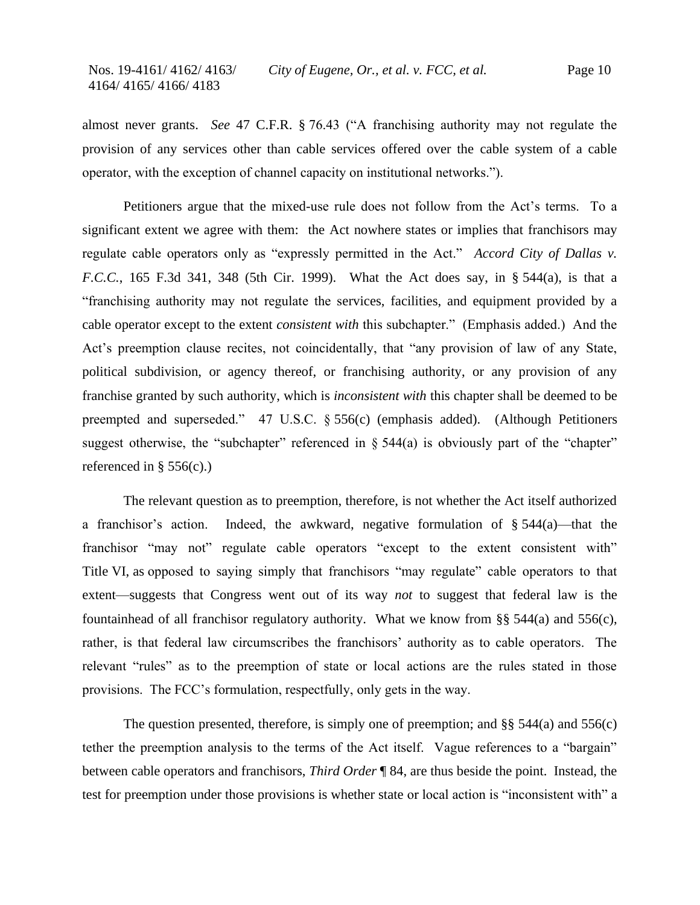almost never grants. *See* 47 C.F.R. § 76.43 ("A franchising authority may not regulate the provision of any services other than cable services offered over the cable system of a cable operator, with the exception of channel capacity on institutional networks.").

Petitioners argue that the mixed-use rule does not follow from the Act's terms. To a significant extent we agree with them: the Act nowhere states or implies that franchisors may regulate cable operators only as "expressly permitted in the Act." *Accord City of Dallas v. F.C.C.*, 165 F.3d 341, 348 (5th Cir. 1999). What the Act does say, in § 544(a), is that a "franchising authority may not regulate the services, facilities, and equipment provided by a cable operator except to the extent *consistent with* this subchapter." (Emphasis added.) And the Act's preemption clause recites, not coincidentally, that "any provision of law of any State, political subdivision, or agency thereof, or franchising authority, or any provision of any franchise granted by such authority, which is *inconsistent with* this chapter shall be deemed to be preempted and superseded." 47 U.S.C. § 556(c) (emphasis added). (Although Petitioners suggest otherwise, the "subchapter" referenced in § 544(a) is obviously part of the "chapter" referenced in § 556(c).)

The relevant question as to preemption, therefore, is not whether the Act itself authorized a franchisor's action. Indeed, the awkward, negative formulation of § 544(a)—that the franchisor "may not" regulate cable operators "except to the extent consistent with" Title VI, as opposed to saying simply that franchisors "may regulate" cable operators to that extent—suggests that Congress went out of its way *not* to suggest that federal law is the fountainhead of all franchisor regulatory authority. What we know from §§ 544(a) and 556(c), rather, is that federal law circumscribes the franchisors' authority as to cable operators. The relevant "rules" as to the preemption of state or local actions are the rules stated in those provisions. The FCC's formulation, respectfully, only gets in the way.

The question presented, therefore, is simply one of preemption; and §§ 544(a) and 556(c) tether the preemption analysis to the terms of the Act itself. Vague references to a "bargain" between cable operators and franchisors, *Third Order* ¶ 84, are thus beside the point. Instead, the test for preemption under those provisions is whether state or local action is "inconsistent with" a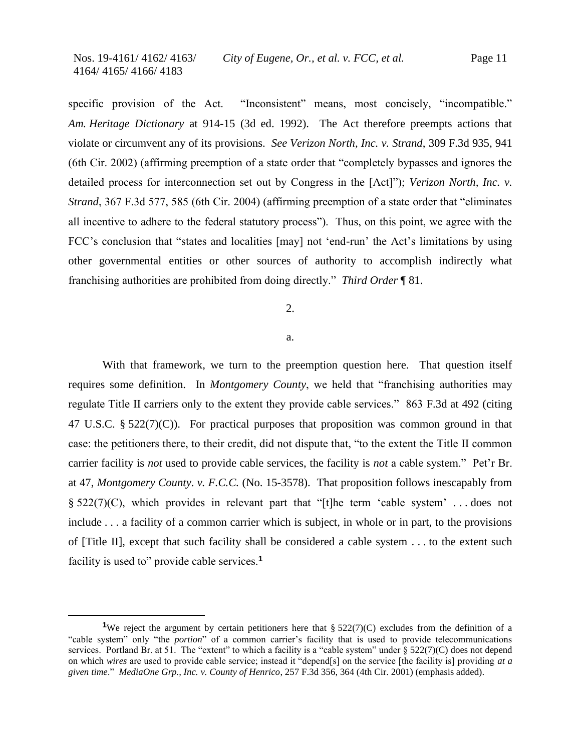specific provision of the Act. "Inconsistent" means, most concisely, "incompatible." *Am. Heritage Dictionary* at 914-15 (3d ed. 1992). The Act therefore preempts actions that violate or circumvent any of its provisions. *See Verizon North, Inc. v. Strand*, 309 F.3d 935, 941 (6th Cir. 2002) (affirming preemption of a state order that "completely bypasses and ignores the detailed process for interconnection set out by Congress in the [Act]"); *Verizon North, Inc. v. Strand*, 367 F.3d 577, 585 (6th Cir. 2004) (affirming preemption of a state order that "eliminates all incentive to adhere to the federal statutory process"). Thus, on this point, we agree with the FCC's conclusion that "states and localities [may] not 'end-run' the Act's limitations by using other governmental entities or other sources of authority to accomplish indirectly what franchising authorities are prohibited from doing directly." *Third Order* ¶ 81.

2.

a.

With that framework, we turn to the preemption question here. That question itself requires some definition. In *Montgomery County*, we held that "franchising authorities may regulate Title II carriers only to the extent they provide cable services." 863 F.3d at 492 (citing 47 U.S.C. § 522(7)(C)). For practical purposes that proposition was common ground in that case: the petitioners there, to their credit, did not dispute that, "to the extent the Title II common carrier facility is *not* used to provide cable services, the facility is *not* a cable system." Pet'r Br. at 47, *Montgomery County*. *v. F.C.C.* (No. 15-3578). That proposition follows inescapably from § 522(7)(C), which provides in relevant part that "[t]he term 'cable system' . . . does not include . . . a facility of a common carrier which is subject, in whole or in part, to the provisions of [Title II], except that such facility shall be considered a cable system . . . to the extent such facility is used to" provide cable services.[1]

---

[1]We reject the argument by certain petitioners here that § 522(7)(C) excludes from the definition of a "cable system" only "the *portion*" of a common carrier's facility that is used to provide telecommunications services. Portland Br. at 51. The "extent" to which a facility is a "cable system" under § 522(7)(C) does not depend on which *wires* are used to provide cable service; instead it "depend[s] on the service [the facility is] providing *at a given time*." *MediaOne Grp., Inc. v. County of Henrico*, 257 F.3d 356, 364 (4th Cir. 2001) (emphasis added).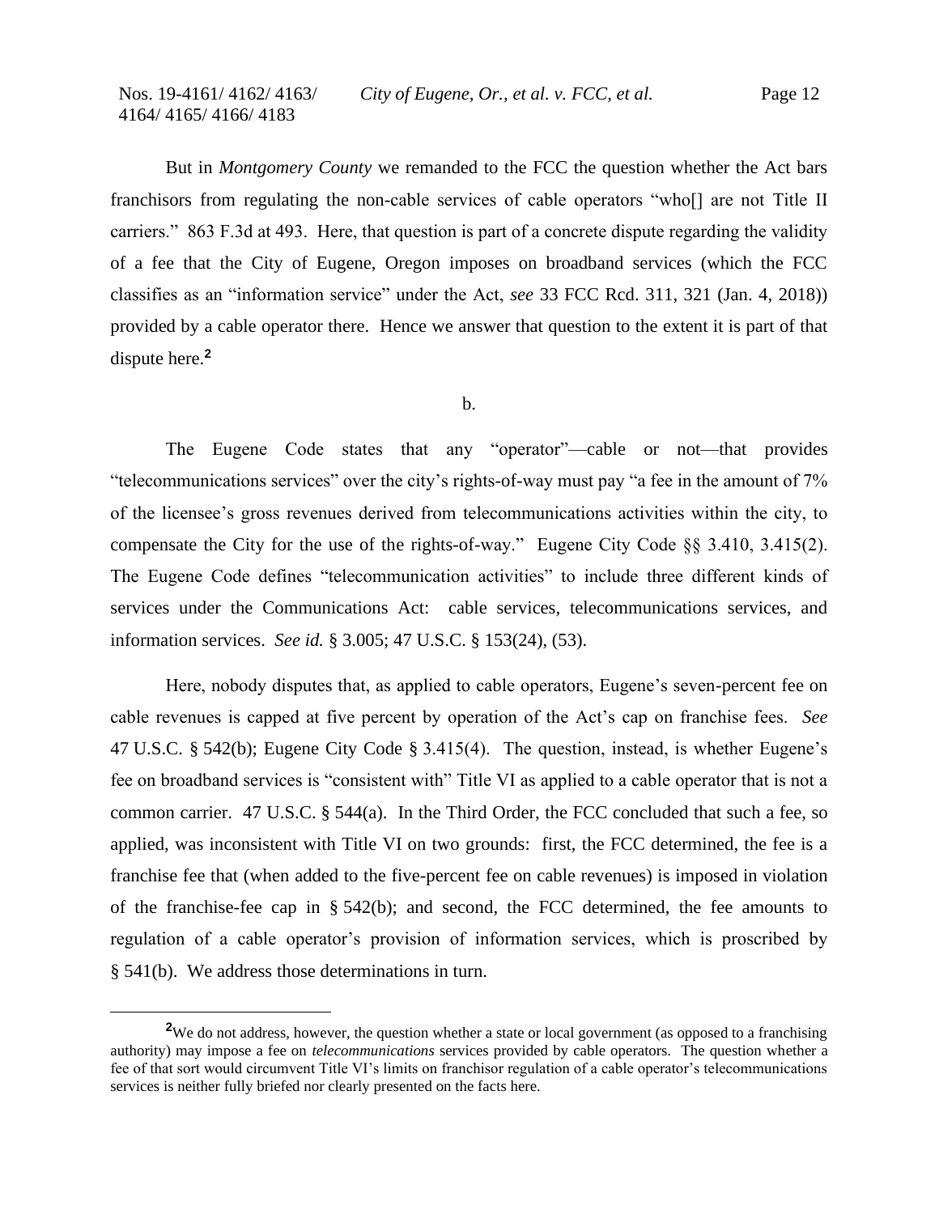But in *Montgomery County* we remanded to the FCC the question whether the Act bars franchisors from regulating the non-cable services of cable operators "who[] are not Title II carriers." 863 F.3d at 493. Here, that question is part of a concrete dispute regarding the validity of a fee that the City of Eugene, Oregon imposes on broadband services (which the FCC classifies as an "information service" under the Act, *see* 33 FCC Rcd. 311, 321 (Jan. 4, 2018)) provided by a cable operator there. Hence we answer that question to the extent it is part of that dispute here.[2]

b.

The Eugene Code states that any "operator"—cable or not—that provides "telecommunications services" over the city's rights-of-way must pay "a fee in the amount of 7% of the licensee's gross revenues derived from telecommunications activities within the city, to compensate the City for the use of the rights-of-way." Eugene City Code §§ 3.410, 3.415(2). The Eugene Code defines "telecommunication activities" to include three different kinds of services under the Communications Act: cable services, telecommunications services, and information services. *See id.* § 3.005; 47 U.S.C. § 153(24), (53).

Here, nobody disputes that, as applied to cable operators, Eugene's seven-percent fee on cable revenues is capped at five percent by operation of the Act's cap on franchise fees. *See* 47 U.S.C. § 542(b); Eugene City Code § 3.415(4). The question, instead, is whether Eugene's fee on broadband services is "consistent with" Title VI as applied to a cable operator that is not a common carrier. 47 U.S.C. § 544(a). In the Third Order, the FCC concluded that such a fee, so applied, was inconsistent with Title VI on two grounds: first, the FCC determined, the fee is a franchise fee that (when added to the five-percent fee on cable revenues) is imposed in violation of the franchise-fee cap in § 542(b); and second, the FCC determined, the fee amounts to regulation of a cable operator's provision of information services, which is proscribed by § 541(b). We address those determinations in turn.

[2] We do not address, however, the question whether a state or local government (as opposed to a franchising authority) may impose a fee on *telecommunications* services provided by cable operators. The question whether a fee of that sort would circumvent Title VI's limits on franchisor regulation of a cable operator's telecommunications services is neither fully briefed nor clearly presented on the facts here.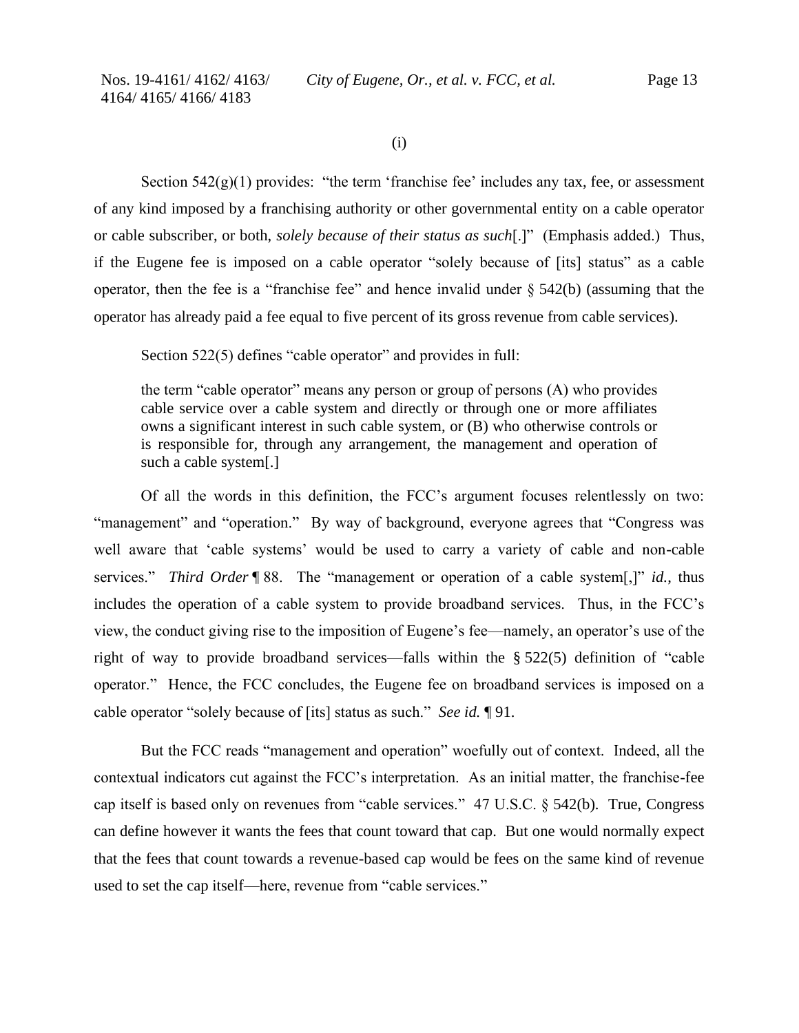(i)

Section 542(g)(1) provides: "the term 'franchise fee' includes any tax, fee, or assessment of any kind imposed by a franchising authority or other governmental entity on a cable operator or cable subscriber, or both, *solely because of their status as such*[.]" (Emphasis added.) Thus, if the Eugene fee is imposed on a cable operator "solely because of [its] status" as a cable operator, then the fee is a "franchise fee" and hence invalid under § 542(b) (assuming that the operator has already paid a fee equal to five percent of its gross revenue from cable services).

Section 522(5) defines "cable operator" and provides in full:

> the term "cable operator" means any person or group of persons (A) who provides cable service over a cable system and directly or through one or more affiliates owns a significant interest in such cable system, or (B) who otherwise controls or is responsible for, through any arrangement, the management and operation of such a cable system[.]

Of all the words in this definition, the FCC's argument focuses relentlessly on two: "management" and "operation." By way of background, everyone agrees that "Congress was well aware that 'cable systems' would be used to carry a variety of cable and non-cable services." *Third Order* ¶ 88. The "management or operation of a cable system[,]" *id.*, thus includes the operation of a cable system to provide broadband services. Thus, in the FCC's view, the conduct giving rise to the imposition of Eugene's fee—namely, an operator's use of the right of way to provide broadband services—falls within the § 522(5) definition of "cable operator." Hence, the FCC concludes, the Eugene fee on broadband services is imposed on a cable operator "solely because of [its] status as such." *See id.* ¶ 91.

But the FCC reads "management and operation" woefully out of context. Indeed, all the contextual indicators cut against the FCC's interpretation. As an initial matter, the franchise-fee cap itself is based only on revenues from "cable services." 47 U.S.C. § 542(b). True, Congress can define however it wants the fees that count toward that cap. But one would normally expect that the fees that count towards a revenue-based cap would be fees on the same kind of revenue used to set the cap itself—here, revenue from "cable services."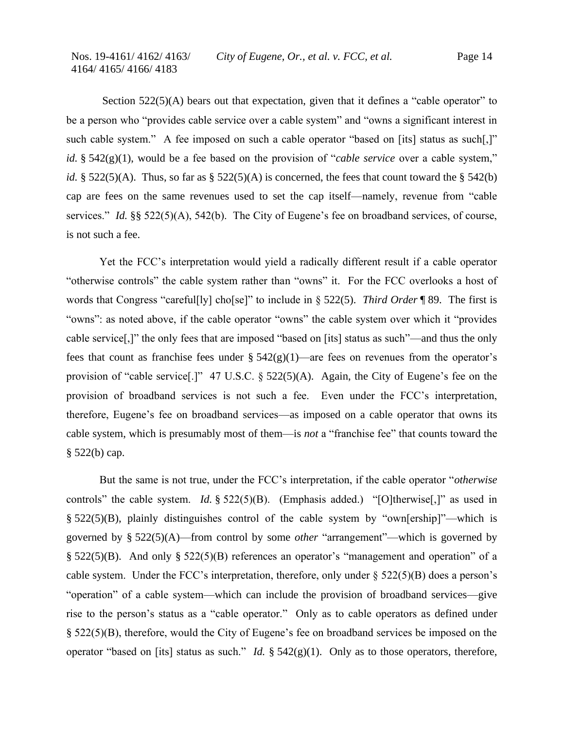Section 522(5)(A) bears out that expectation, given that it defines a "cable operator" to be a person who "provides cable service over a cable system" and "owns a significant interest in such cable system." A fee imposed on such a cable operator "based on [its] status as such[,]" *id.* § 542(g)(1), would be a fee based on the provision of "*cable service* over a cable system," *id.* § 522(5)(A). Thus, so far as § 522(5)(A) is concerned, the fees that count toward the § 542(b) cap are fees on the same revenues used to set the cap itself—namely, revenue from "cable services." *Id.* §§ 522(5)(A), 542(b). The City of Eugene's fee on broadband services, of course, is not such a fee.

Yet the FCC's interpretation would yield a radically different result if a cable operator "otherwise controls" the cable system rather than "owns" it. For the FCC overlooks a host of words that Congress "careful[ly] cho[se]" to include in § 522(5). *Third Order* ¶ 89. The first is "owns": as noted above, if the cable operator "owns" the cable system over which it "provides cable service[,]" the only fees that are imposed "based on [its] status as such"—and thus the only fees that count as franchise fees under § 542(g)(1)—are fees on revenues from the operator's provision of "cable service[.]" 47 U.S.C. § 522(5)(A). Again, the City of Eugene's fee on the provision of broadband services is not such a fee. Even under the FCC's interpretation, therefore, Eugene's fee on broadband services—as imposed on a cable operator that owns its cable system, which is presumably most of them—is *not* a "franchise fee" that counts toward the § 522(b) cap.

But the same is not true, under the FCC's interpretation, if the cable operator "*otherwise* controls" the cable system. *Id.* § 522(5)(B). (Emphasis added.) "[O]therwise[,]" as used in § 522(5)(B), plainly distinguishes control of the cable system by "own[ership]"—which is governed by § 522(5)(A)—from control by some *other* "arrangement"—which is governed by § 522(5)(B). And only § 522(5)(B) references an operator's "management and operation" of a cable system. Under the FCC's interpretation, therefore, only under § 522(5)(B) does a person's "operation" of a cable system—which can include the provision of broadband services—give rise to the person's status as a "cable operator." Only as to cable operators as defined under § 522(5)(B), therefore, would the City of Eugene's fee on broadband services be imposed on the operator "based on [its] status as such." *Id.* § 542(g)(1). Only as to those operators, therefore,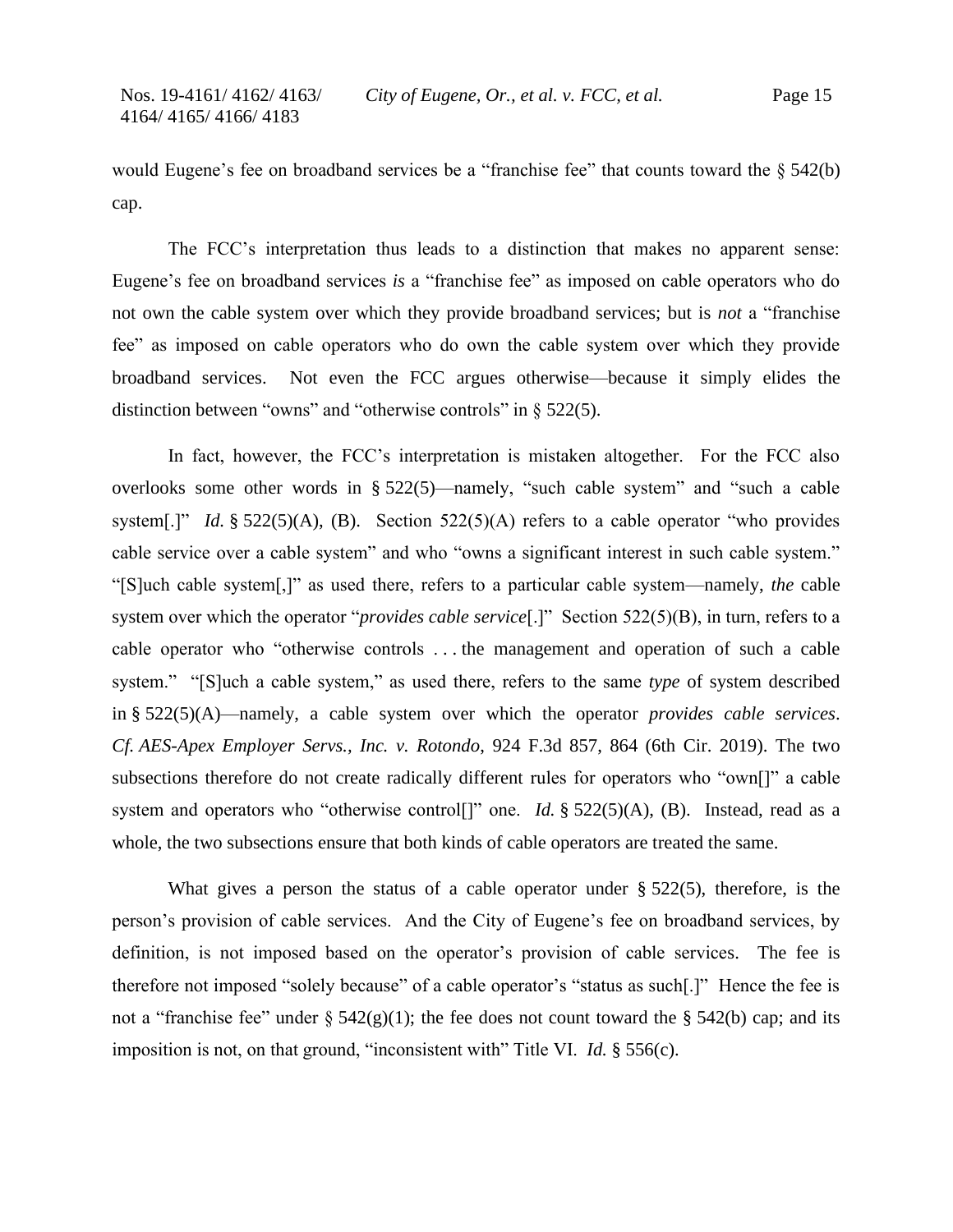would Eugene's fee on broadband services be a "franchise fee" that counts toward the § 542(b) cap.

The FCC's interpretation thus leads to a distinction that makes no apparent sense: Eugene's fee on broadband services *is* a "franchise fee" as imposed on cable operators who do not own the cable system over which they provide broadband services; but is *not* a "franchise fee" as imposed on cable operators who do own the cable system over which they provide broadband services. Not even the FCC argues otherwise—because it simply elides the distinction between "owns" and "otherwise controls" in § 522(5).

In fact, however, the FCC's interpretation is mistaken altogether. For the FCC also overlooks some other words in § 522(5)—namely, "such cable system" and "such a cable system[.]" *Id.* § 522(5)(A), (B). Section 522(5)(A) refers to a cable operator "who provides cable service over a cable system" and who "owns a significant interest in such cable system." "[S]uch cable system[,]" as used there, refers to a particular cable system—namely, *the* cable system over which the operator "*provides cable service*[.]" Section 522(5)(B), in turn, refers to a cable operator who "otherwise controls . . . the management and operation of such a cable system." "[S]uch a cable system," as used there, refers to the same *type* of system described in § 522(5)(A)—namely, a cable system over which the operator *provides cable services*. *Cf. AES-Apex Employer Servs., Inc. v. Rotondo*, 924 F.3d 857, 864 (6th Cir. 2019). The two subsections therefore do not create radically different rules for operators who "own[]" a cable system and operators who "otherwise control[]" one. *Id.* § 522(5)(A), (B). Instead, read as a whole, the two subsections ensure that both kinds of cable operators are treated the same.

What gives a person the status of a cable operator under § 522(5), therefore, is the person's provision of cable services. And the City of Eugene's fee on broadband services, by definition, is not imposed based on the operator's provision of cable services. The fee is therefore not imposed "solely because" of a cable operator's "status as such[.]" Hence the fee is not a "franchise fee" under § 542(g)(1); the fee does not count toward the § 542(b) cap; and its imposition is not, on that ground, "inconsistent with" Title VI. *Id.* § 556(c).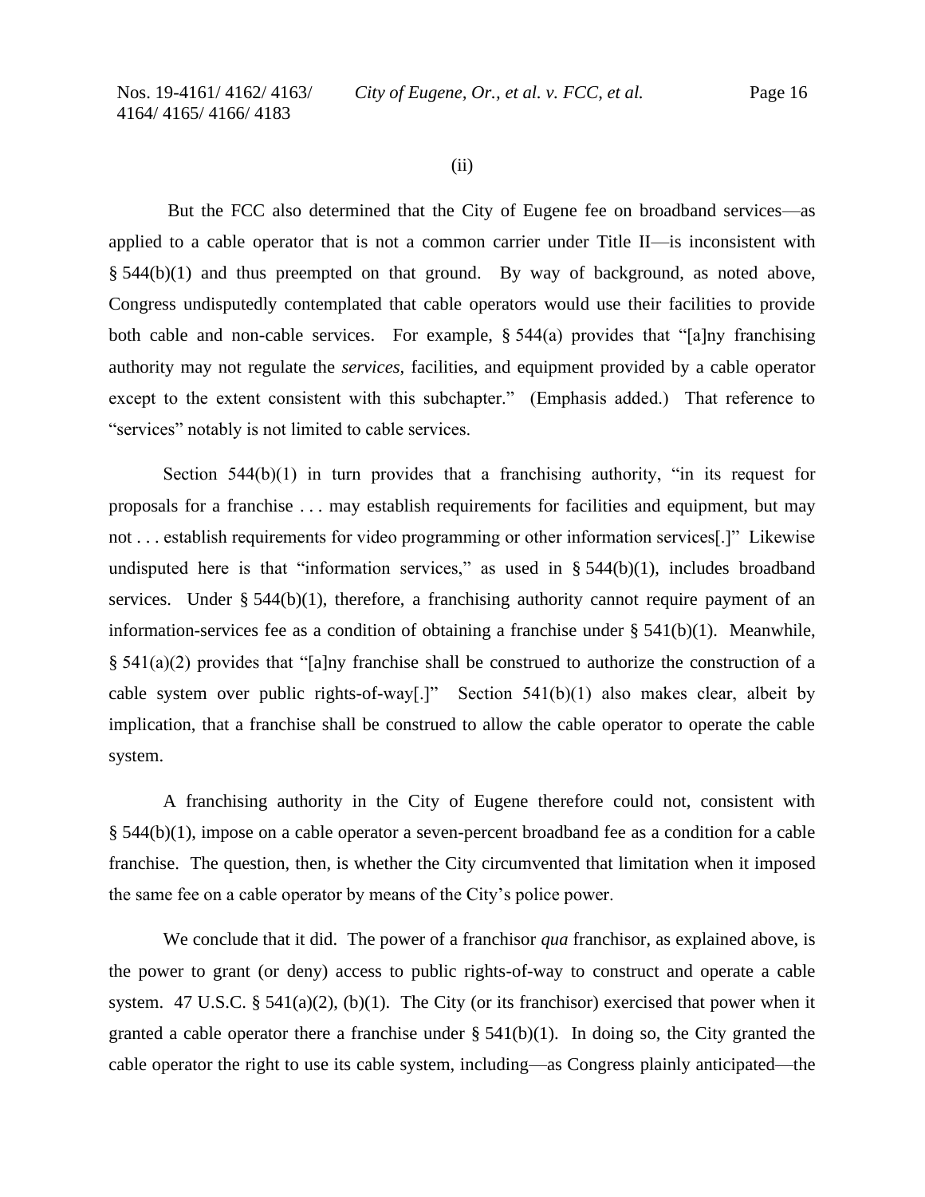(ii)

But the FCC also determined that the City of Eugene fee on broadband services—as applied to a cable operator that is not a common carrier under Title II—is inconsistent with § 544(b)(1) and thus preempted on that ground. By way of background, as noted above, Congress undisputedly contemplated that cable operators would use their facilities to provide both cable and non-cable services. For example, § 544(a) provides that "[a]ny franchising authority may not regulate the *services*, facilities, and equipment provided by a cable operator except to the extent consistent with this subchapter." (Emphasis added.) That reference to "services" notably is not limited to cable services.

Section 544(b)(1) in turn provides that a franchising authority, "in its request for proposals for a franchise . . . may establish requirements for facilities and equipment, but may not . . . establish requirements for video programming or other information services[.]" Likewise undisputed here is that "information services," as used in § 544(b)(1), includes broadband services. Under § 544(b)(1), therefore, a franchising authority cannot require payment of an information-services fee as a condition of obtaining a franchise under § 541(b)(1). Meanwhile, § 541(a)(2) provides that "[a]ny franchise shall be construed to authorize the construction of a cable system over public rights-of-way[.]" Section 541(b)(1) also makes clear, albeit by implication, that a franchise shall be construed to allow the cable operator to operate the cable system.

A franchising authority in the City of Eugene therefore could not, consistent with § 544(b)(1), impose on a cable operator a seven-percent broadband fee as a condition for a cable franchise. The question, then, is whether the City circumvented that limitation when it imposed the same fee on a cable operator by means of the City's police power.

We conclude that it did. The power of a franchisor *qua* franchisor, as explained above, is the power to grant (or deny) access to public rights-of-way to construct and operate a cable system. 47 U.S.C. § 541(a)(2), (b)(1). The City (or its franchisor) exercised that power when it granted a cable operator there a franchise under § 541(b)(1). In doing so, the City granted the cable operator the right to use its cable system, including—as Congress plainly anticipated—the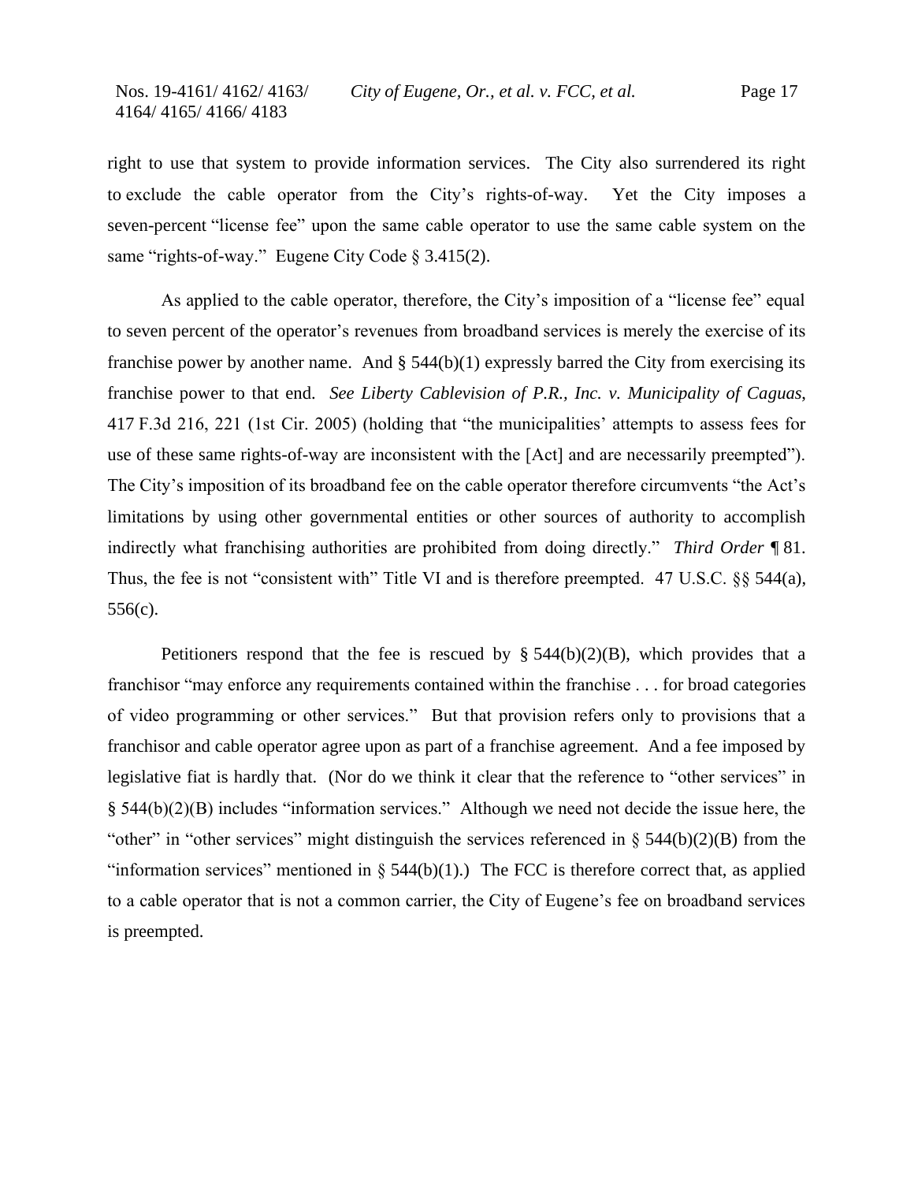right to use that system to provide information services. The City also surrendered its right to exclude the cable operator from the City's rights-of-way. Yet the City imposes a seven-percent "license fee" upon the same cable operator to use the same cable system on the same "rights-of-way." Eugene City Code § 3.415(2).

As applied to the cable operator, therefore, the City's imposition of a "license fee" equal to seven percent of the operator's revenues from broadband services is merely the exercise of its franchise power by another name. And § 544(b)(1) expressly barred the City from exercising its franchise power to that end. *See Liberty Cablevision of P.R., Inc. v. Municipality of Caguas*, 417 F.3d 216, 221 (1st Cir. 2005) (holding that "the municipalities' attempts to assess fees for use of these same rights-of-way are inconsistent with the [Act] and are necessarily preempted"). The City's imposition of its broadband fee on the cable operator therefore circumvents "the Act's limitations by using other governmental entities or other sources of authority to accomplish indirectly what franchising authorities are prohibited from doing directly." *Third Order* ¶ 81. Thus, the fee is not "consistent with" Title VI and is therefore preempted. 47 U.S.C. §§ 544(a), 556(c).

Petitioners respond that the fee is rescued by § 544(b)(2)(B), which provides that a franchisor "may enforce any requirements contained within the franchise . . . for broad categories of video programming or other services." But that provision refers only to provisions that a franchisor and cable operator agree upon as part of a franchise agreement. And a fee imposed by legislative fiat is hardly that. (Nor do we think it clear that the reference to "other services" in § 544(b)(2)(B) includes "information services." Although we need not decide the issue here, the "other" in "other services" might distinguish the services referenced in § 544(b)(2)(B) from the "information services" mentioned in § 544(b)(1).) The FCC is therefore correct that, as applied to a cable operator that is not a common carrier, the City of Eugene's fee on broadband services is preempted.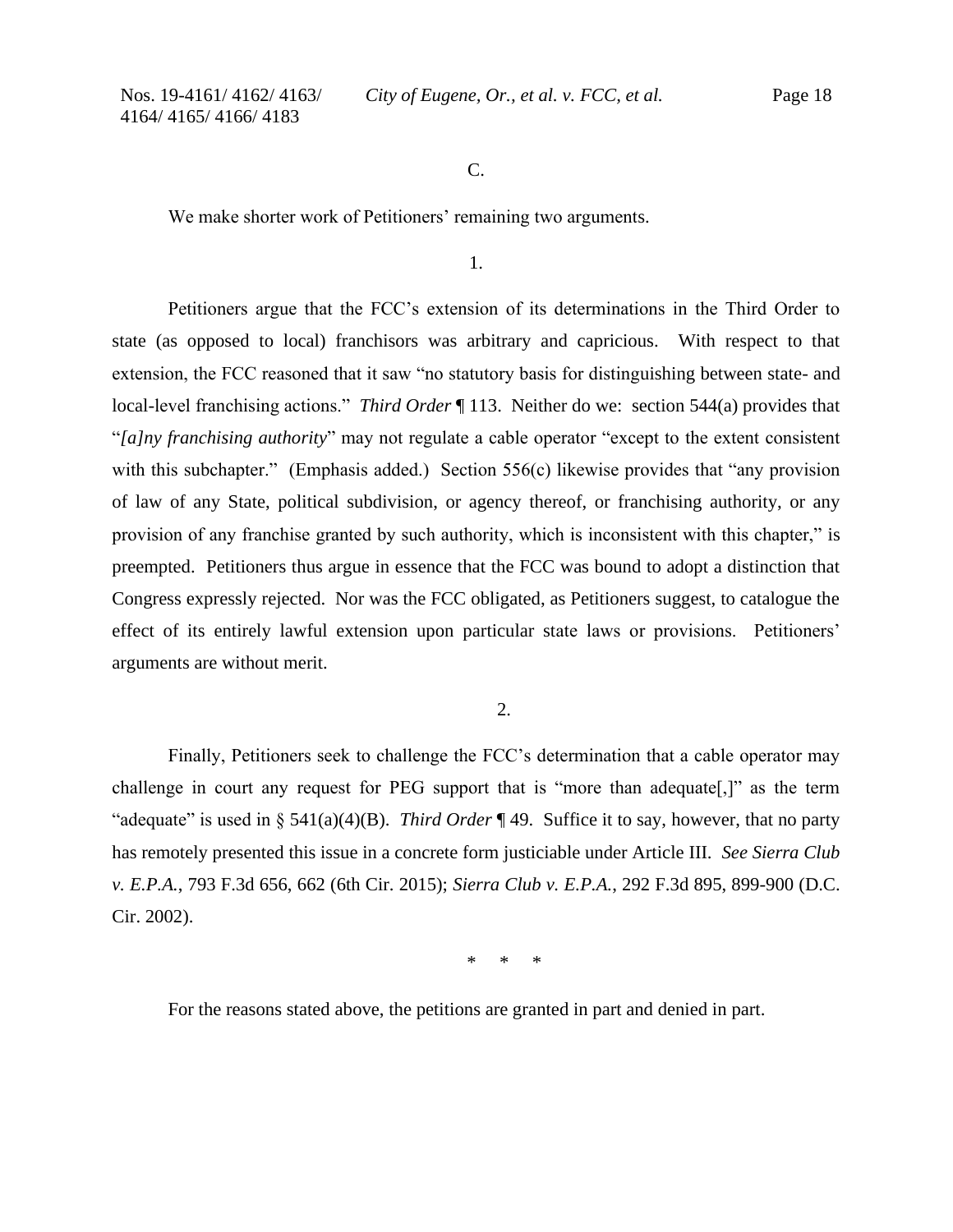C.

We make shorter work of Petitioners' remaining two arguments.

1.

Petitioners argue that the FCC's extension of its determinations in the Third Order to state (as opposed to local) franchisors was arbitrary and capricious. With respect to that extension, the FCC reasoned that it saw "no statutory basis for distinguishing between state- and local-level franchising actions." *Third Order* ¶ 113. Neither do we: section 544(a) provides that "*[a]ny franchising authority*" may not regulate a cable operator "except to the extent consistent with this subchapter." (Emphasis added.) Section 556(c) likewise provides that "any provision of law of any State, political subdivision, or agency thereof, or franchising authority, or any provision of any franchise granted by such authority, which is inconsistent with this chapter," is preempted. Petitioners thus argue in essence that the FCC was bound to adopt a distinction that Congress expressly rejected. Nor was the FCC obligated, as Petitioners suggest, to catalogue the effect of its entirely lawful extension upon particular state laws or provisions. Petitioners' arguments are without merit.

2.

Finally, Petitioners seek to challenge the FCC's determination that a cable operator may challenge in court any request for PEG support that is "more than adequate[,]" as the term "adequate" is used in § 541(a)(4)(B). *Third Order* ¶ 49. Suffice it to say, however, that no party has remotely presented this issue in a concrete form justiciable under Article III. *See Sierra Club v. E.P.A.*, 793 F.3d 656, 662 (6th Cir. 2015); *Sierra Club v. E.P.A.*, 292 F.3d 895, 899-900 (D.C. Cir. 2002).

\* \* \*

For the reasons stated above, the petitions are granted in part and denied in part.